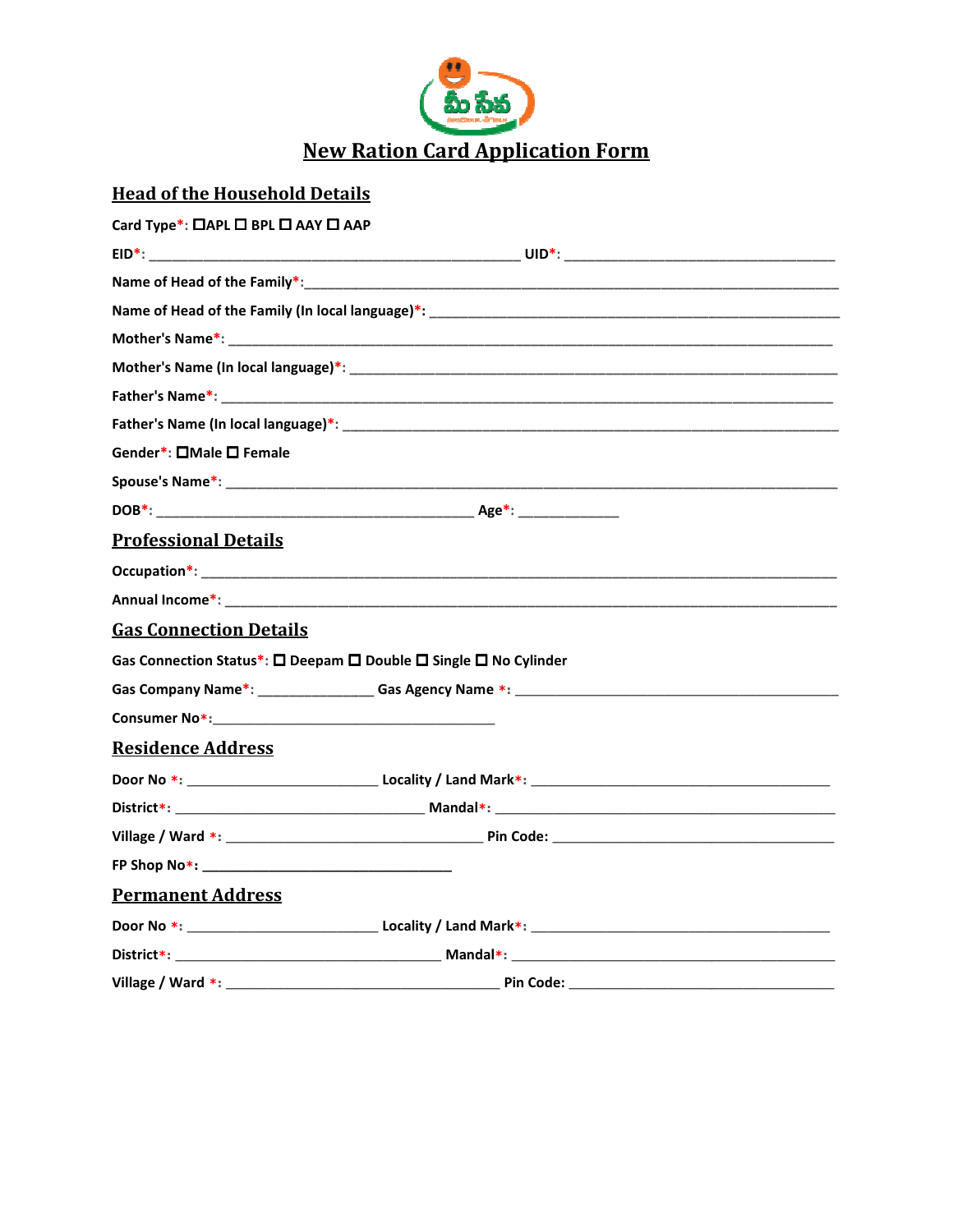# New Ration Card Application Form

## Head of the Household Details

Card Type*: ☐APL ☐ BPL ☐ AAY ☐ AAP

EID*: ____________________________________________ UID*: ________________________________

Name of Head of the Family*:__________________________________________________________________

Name of Head of the Family (In local language)*: ____________________________________________________

Mother's Name*: ______________________________________________________________________

Mother's Name (In local language)*: ___________________________________________________________

Father's Name*: ______________________________________________________________________

Father's Name (In local language)*: ____________________________________________________________

Gender*: ☐Male ☐ Female

Spouse's Name*: ______________________________________________________________________

DOB*: ______________________________________ Age*: ____________

## Professional Details

Occupation*: _________________________________________________________________________

Annual Income*: ______________________________________________________________________

## Gas Connection Details

Gas Connection Status*: ☐ Deepam ☐ Double ☐ Single ☐ No Cylinder

Gas Company Name*: ______________ Gas Agency Name *: __________________________________________

Consumer No*:__________________________________

## Residence Address

Door No *: _______________________ Locality / Land Mark*: ___________________________________

District*: ______________________________ Mandal*: _____________________________________________

Village / Ward *: ______________________________ Pin Code: _________________________________

FP Shop No*: ______________________________

## Permanent Address

Door No *: _______________________ Locality / Land Mark*: ___________________________________

District*: ________________________________ Mandal*: ______________________________________

Village / Ward *: ________________________________ Pin Code: _______________________________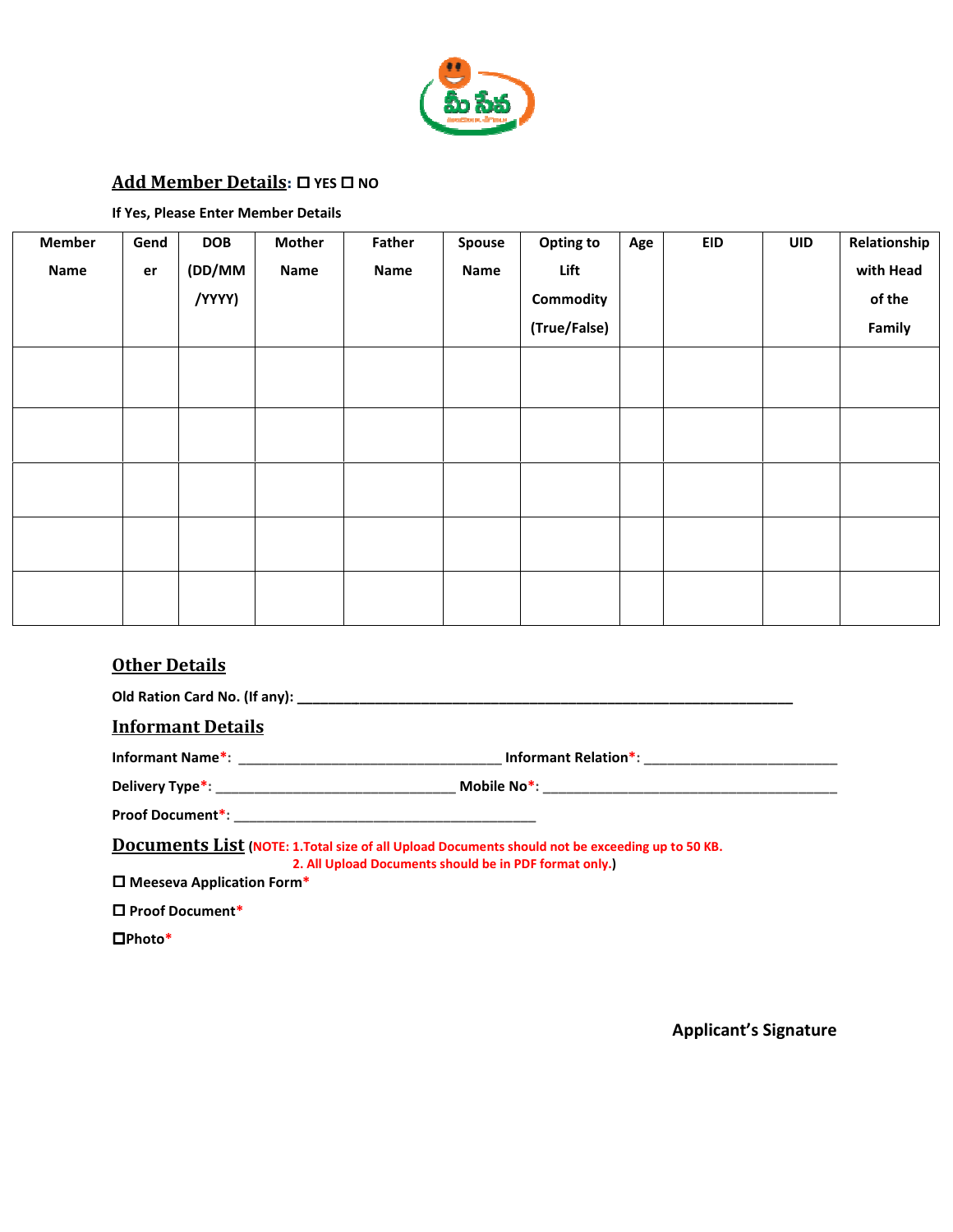**Add Member Details:** ☐ YES ☐ NO

**If Yes, Please Enter Member Details**

| Member Name | Gender | DOB (DD/MM/YYYY) | Mother Name | Father Name | Spouse Name | Opting to Lift Commodity (True/False) | Age | EID | UID | Relationship with Head of the Family |
|---|---|---|---|---|---|---|---|---|---|---|
| | | | | | | | | | | |
| | | | | | | | | | | |
| | | | | | | | | | | |
| | | | | | | | | | | |
| | | | | | | | | | | |

**Other Details**

**Old Ration Card No. (If any):** ____________________________________________

**Informant Details**

**Informant Name*:** ______________________ **Informant Relation*:** ____________________

**Delivery Type*:** ______________________ **Mobile No*:** ______________________________

**Proof Document*:** ______________________________

**Documents List** (NOTE: 1.Total size of all Upload Documents should not be exceeding up to 50 KB.
2. All Upload Documents should be in PDF format only.)

☐ Meeseva Application Form*

☐ Proof Document*

☐ Photo*

**Applicant's Signature**